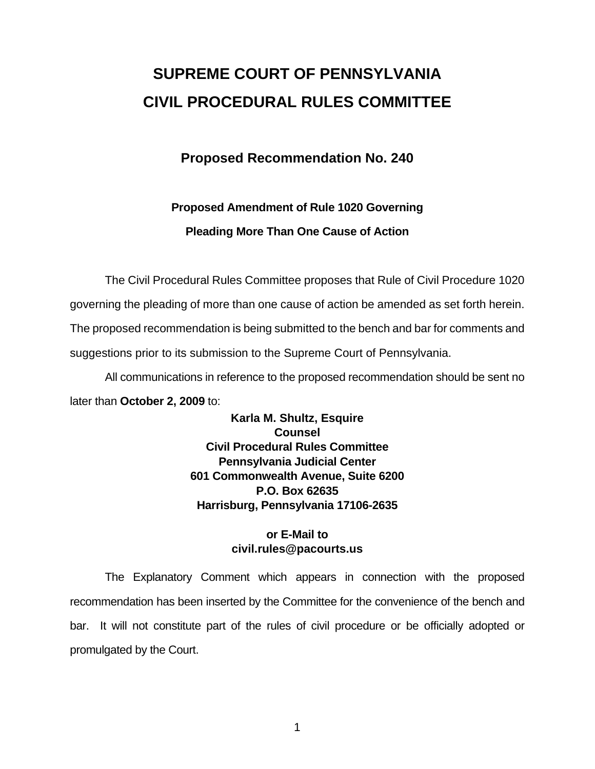# SUPREME COURT OF PENNSYLVANIA
# CIVIL PROCEDURAL RULES COMMITTEE

## Proposed Recommendation No. 240

### Proposed Amendment of Rule 1020 Governing Pleading More Than One Cause of Action

The Civil Procedural Rules Committee proposes that Rule of Civil Procedure 1020 governing the pleading of more than one cause of action be amended as set forth herein. The proposed recommendation is being submitted to the bench and bar for comments and suggestions prior to its submission to the Supreme Court of Pennsylvania.

All communications in reference to the proposed recommendation should be sent no later than **October 2, 2009** to:

**Karla M. Shultz, Esquire**
**Counsel**
**Civil Procedural Rules Committee**
**Pennsylvania Judicial Center**
**601 Commonwealth Avenue, Suite 6200**
**P.O. Box 62635**
**Harrisburg, Pennsylvania 17106-2635**

**or E-Mail to**
**civil.rules@pacourts.us**

The Explanatory Comment which appears in connection with the proposed recommendation has been inserted by the Committee for the convenience of the bench and bar. It will not constitute part of the rules of civil procedure or be officially adopted or promulgated by the Court.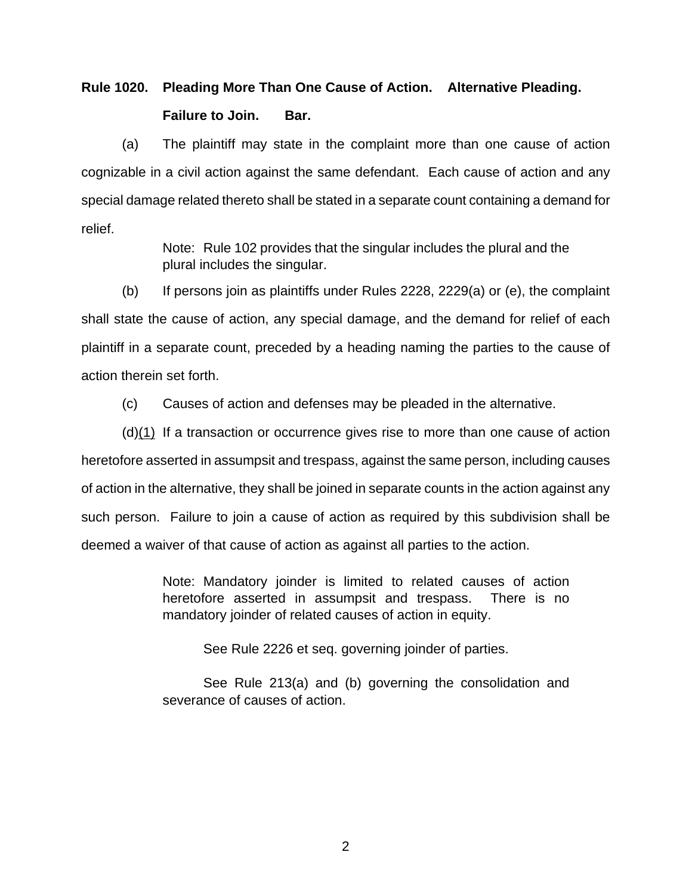**Rule 1020. Pleading More Than One Cause of Action. Alternative Pleading. Failure to Join. Bar.**

(a) The plaintiff may state in the complaint more than one cause of action cognizable in a civil action against the same defendant. Each cause of action and any special damage related thereto shall be stated in a separate count containing a demand for relief.

> Note: Rule 102 provides that the singular includes the plural and the plural includes the singular.

(b) If persons join as plaintiffs under Rules 2228, 2229(a) or (e), the complaint shall state the cause of action, any special damage, and the demand for relief of each plaintiff in a separate count, preceded by a heading naming the parties to the cause of action therein set forth.

(c) Causes of action and defenses may be pleaded in the alternative.

(d)<u>(1)</u> If a transaction or occurrence gives rise to more than one cause of action heretofore asserted in assumpsit and trespass, against the same person, including causes of action in the alternative, they shall be joined in separate counts in the action against any such person. Failure to join a cause of action as required by this subdivision shall be deemed a waiver of that cause of action as against all parties to the action.

> Note: Mandatory joinder is limited to related causes of action heretofore asserted in assumpsit and trespass. There is no mandatory joinder of related causes of action in equity.
>
> See Rule 2226 et seq. governing joinder of parties.
>
> See Rule 213(a) and (b) governing the consolidation and severance of causes of action.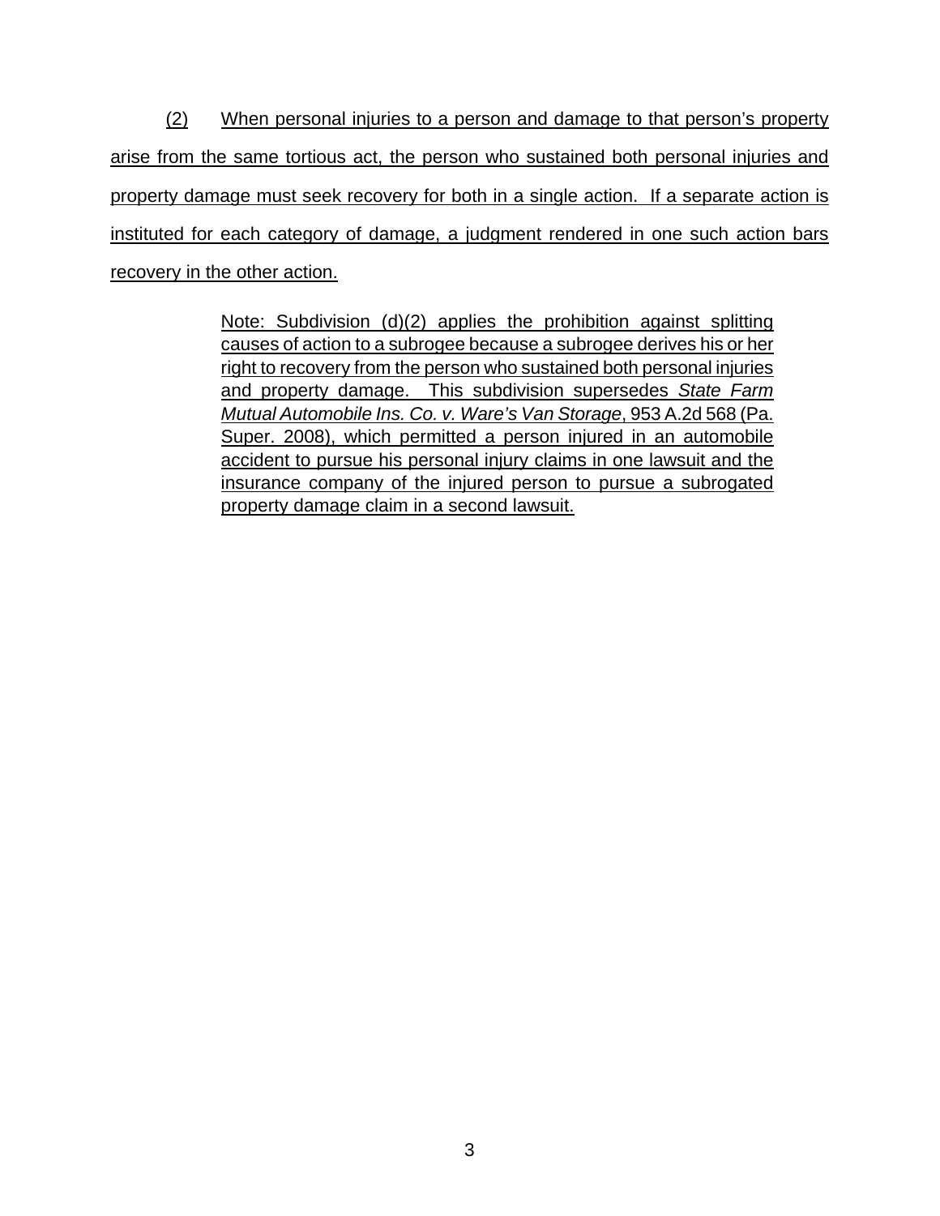(2) When personal injuries to a person and damage to that person's property arise from the same tortious act, the person who sustained both personal injuries and property damage must seek recovery for both in a single action. If a separate action is instituted for each category of damage, a judgment rendered in one such action bars recovery in the other action.

> Note: Subdivision (d)(2) applies the prohibition against splitting causes of action to a subrogee because a subrogee derives his or her right to recovery from the person who sustained both personal injuries and property damage. This subdivision supersedes *State Farm Mutual Automobile Ins. Co. v. Ware's Van Storage*, 953 A.2d 568 (Pa. Super. 2008), which permitted a person injured in an automobile accident to pursue his personal injury claims in one lawsuit and the insurance company of the injured person to pursue a subrogated property damage claim in a second lawsuit.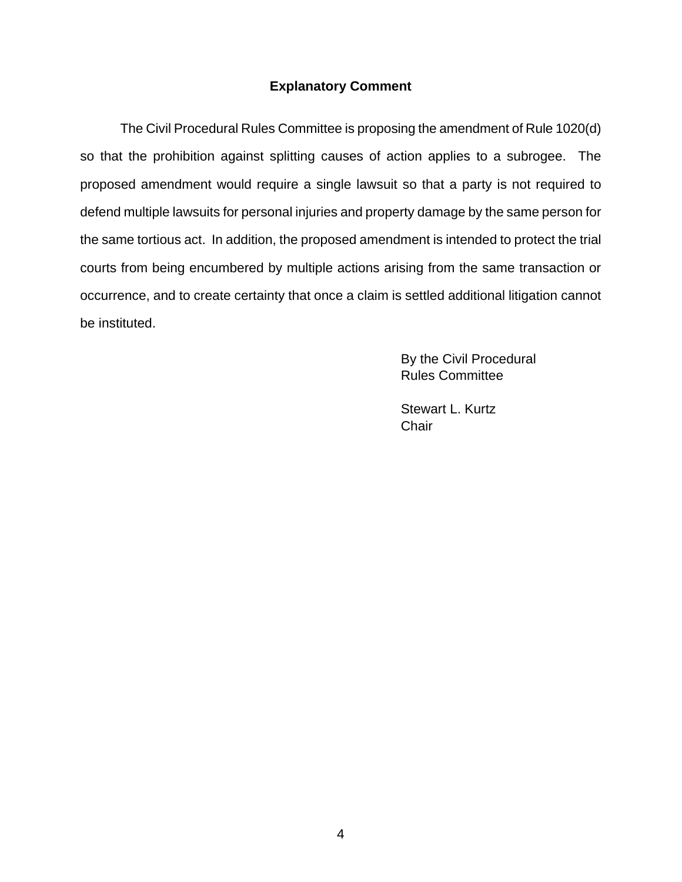## Explanatory Comment

The Civil Procedural Rules Committee is proposing the amendment of Rule 1020(d) so that the prohibition against splitting causes of action applies to a subrogee. The proposed amendment would require a single lawsuit so that a party is not required to defend multiple lawsuits for personal injuries and property damage by the same person for the same tortious act. In addition, the proposed amendment is intended to protect the trial courts from being encumbered by multiple actions arising from the same transaction or occurrence, and to create certainty that once a claim is settled additional litigation cannot be instituted.

By the Civil Procedural
Rules Committee

Stewart L. Kurtz
Chair